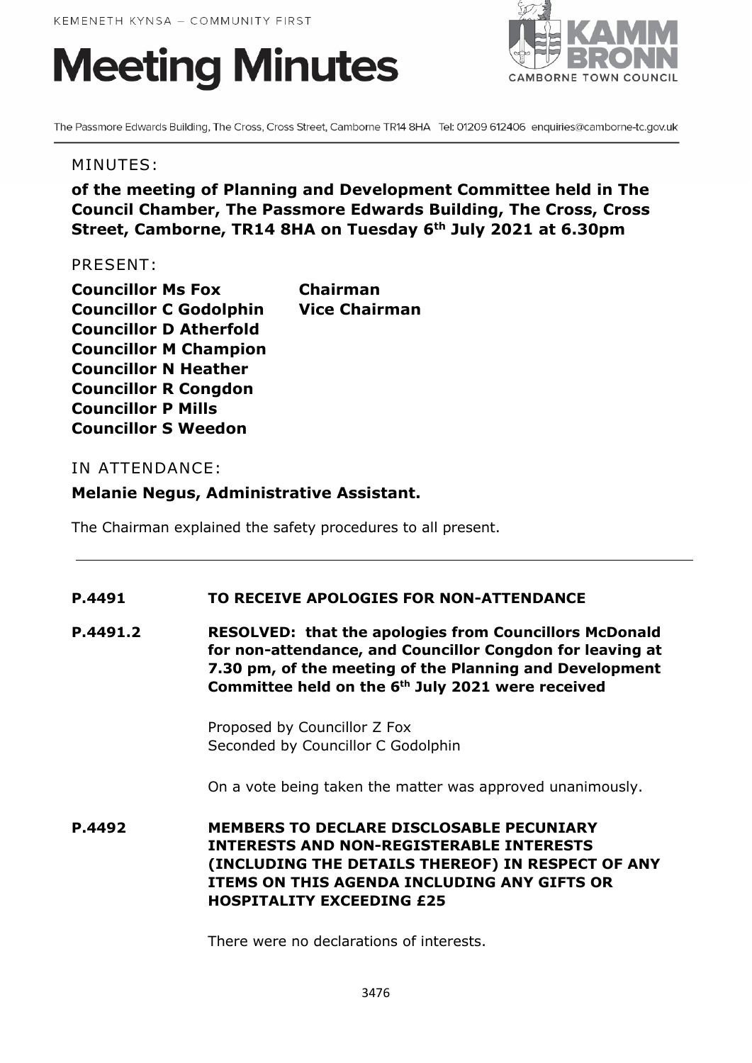KEMENETH KYNSA – COMMUNITY FIRST

# Meeting Minutes

KAMM BRONN
CAMBORNE TOWN COUNCIL

The Passmore Edwards Building, The Cross, Cross Street, Camborne TR14 8HA Tel: 01209 612406 enquiries@camborne-tc.gov.uk

## MINUTES:

**of the meeting of Planning and Development Committee held in The Council Chamber, The Passmore Edwards Building, The Cross, Cross Street, Camborne, TR14 8HA on Tuesday 6th July 2021 at 6.30pm**

## PRESENT:

| | |
|---|---|
| **Councillor Ms Fox** | **Chairman** |
| **Councillor C Godolphin** | **Vice Chairman** |
| **Councillor D Atherfold** | |
| **Councillor M Champion** | |
| **Councillor N Heather** | |
| **Councillor R Congdon** | |
| **Councillor P Mills** | |
| **Councillor S Weedon** | |

## IN ATTENDANCE:

**Melanie Negus, Administrative Assistant.**

The Chairman explained the safety procedures to all present.

---

**P.4491 TO RECEIVE APOLOGIES FOR NON-ATTENDANCE**

**P.4491.2 RESOLVED: that the apologies from Councillors McDonald for non-attendance, and Councillor Congdon for leaving at 7.30 pm, of the meeting of the Planning and Development Committee held on the 6th July 2021 were received**

Proposed by Councillor Z Fox
Seconded by Councillor C Godolphin

On a vote being taken the matter was approved unanimously.

**P.4492 MEMBERS TO DECLARE DISCLOSABLE PECUNIARY INTERESTS AND NON-REGISTERABLE INTERESTS (INCLUDING THE DETAILS THEREOF) IN RESPECT OF ANY ITEMS ON THIS AGENDA INCLUDING ANY GIFTS OR HOSPITALITY EXCEEDING £25**

There were no declarations of interests.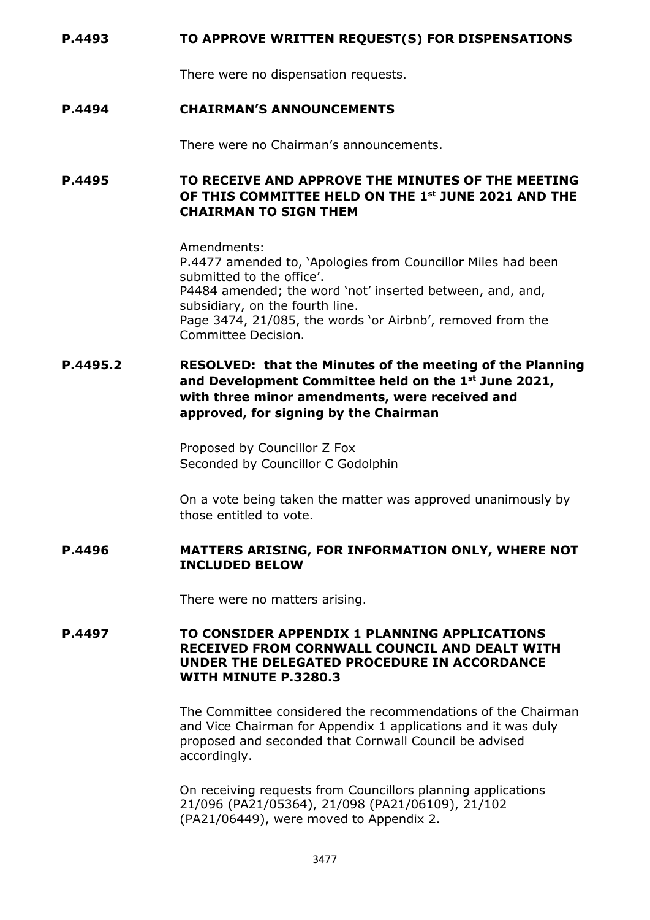**P.4493 TO APPROVE WRITTEN REQUEST(S) FOR DISPENSATIONS**

There were no dispensation requests.

**P.4494 CHAIRMAN'S ANNOUNCEMENTS**

There were no Chairman's announcements.

**P.4495 TO RECEIVE AND APPROVE THE MINUTES OF THE MEETING OF THIS COMMITTEE HELD ON THE 1st JUNE 2021 AND THE CHAIRMAN TO SIGN THEM**

Amendments:
P.4477 amended to, 'Apologies from Councillor Miles had been submitted to the office'.
P4484 amended; the word 'not' inserted between, and, and, subsidiary, on the fourth line.
Page 3474, 21/085, the words 'or Airbnb', removed from the Committee Decision.

**P.4495.2 RESOLVED: that the Minutes of the meeting of the Planning and Development Committee held on the 1st June 2021, with three minor amendments, were received and approved, for signing by the Chairman**

Proposed by Councillor Z Fox
Seconded by Councillor C Godolphin

On a vote being taken the matter was approved unanimously by those entitled to vote.

**P.4496 MATTERS ARISING, FOR INFORMATION ONLY, WHERE NOT INCLUDED BELOW**

There were no matters arising.

**P.4497 TO CONSIDER APPENDIX 1 PLANNING APPLICATIONS RECEIVED FROM CORNWALL COUNCIL AND DEALT WITH UNDER THE DELEGATED PROCEDURE IN ACCORDANCE WITH MINUTE P.3280.3**

The Committee considered the recommendations of the Chairman and Vice Chairman for Appendix 1 applications and it was duly proposed and seconded that Cornwall Council be advised accordingly.

On receiving requests from Councillors planning applications 21/096 (PA21/05364), 21/098 (PA21/06109), 21/102 (PA21/06449), were moved to Appendix 2.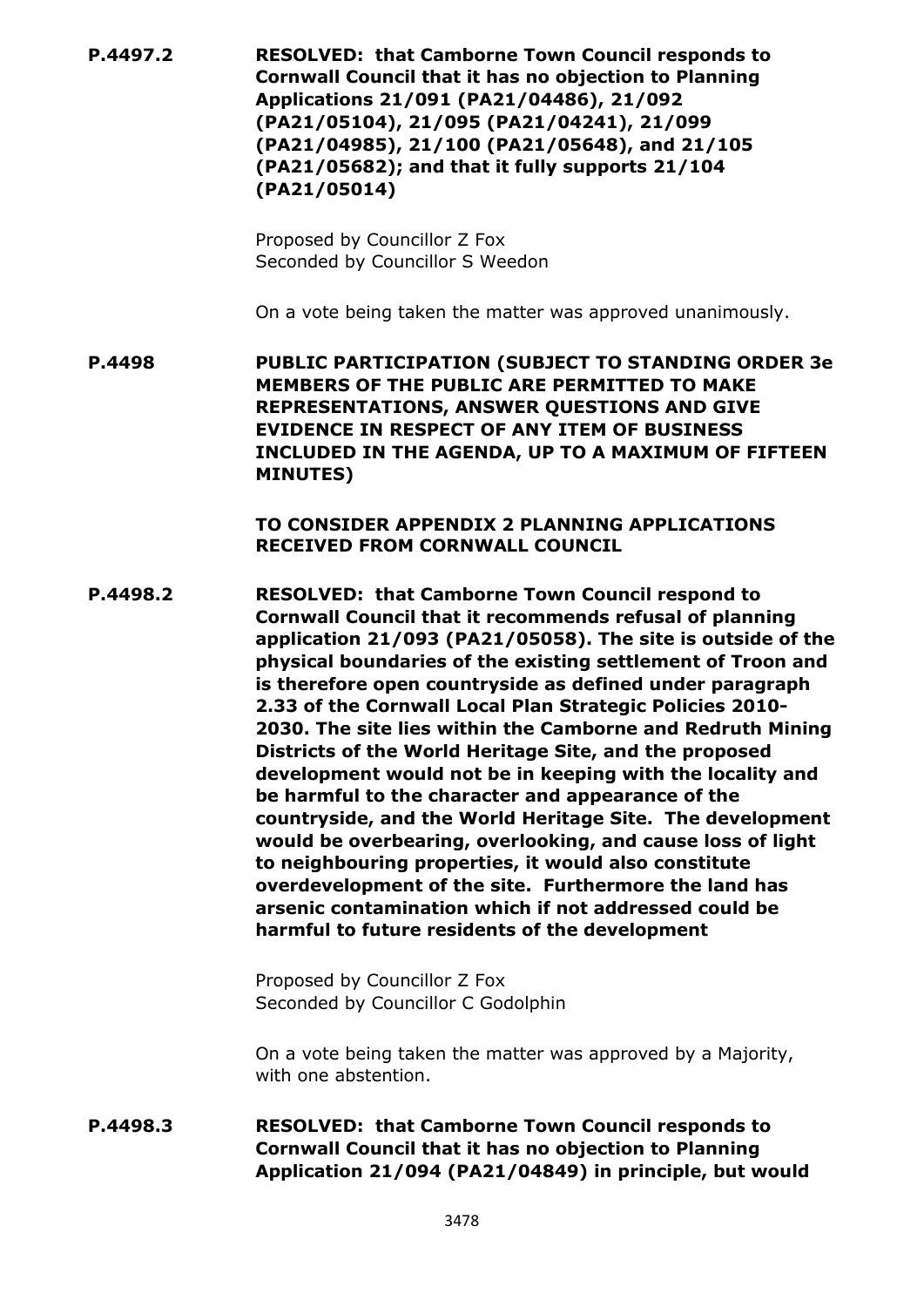**P.4497.2** **RESOLVED: that Camborne Town Council responds to Cornwall Council that it has no objection to Planning Applications 21/091 (PA21/04486), 21/092 (PA21/05104), 21/095 (PA21/04241), 21/099 (PA21/04985), 21/100 (PA21/05648), and 21/105 (PA21/05682); and that it fully supports 21/104 (PA21/05014)**

Proposed by Councillor Z Fox
Seconded by Councillor S Weedon

On a vote being taken the matter was approved unanimously.

**P.4498** **PUBLIC PARTICIPATION (SUBJECT TO STANDING ORDER 3e MEMBERS OF THE PUBLIC ARE PERMITTED TO MAKE REPRESENTATIONS, ANSWER QUESTIONS AND GIVE EVIDENCE IN RESPECT OF ANY ITEM OF BUSINESS INCLUDED IN THE AGENDA, UP TO A MAXIMUM OF FIFTEEN MINUTES)**

**TO CONSIDER APPENDIX 2 PLANNING APPLICATIONS RECEIVED FROM CORNWALL COUNCIL**

**P.4498.2** **RESOLVED: that Camborne Town Council respond to Cornwall Council that it recommends refusal of planning application 21/093 (PA21/05058). The site is outside of the physical boundaries of the existing settlement of Troon and is therefore open countryside as defined under paragraph 2.33 of the Cornwall Local Plan Strategic Policies 2010-2030. The site lies within the Camborne and Redruth Mining Districts of the World Heritage Site, and the proposed development would not be in keeping with the locality and be harmful to the character and appearance of the countryside, and the World Heritage Site. The development would be overbearing, overlooking, and cause loss of light to neighbouring properties, it would also constitute overdevelopment of the site. Furthermore the land has arsenic contamination which if not addressed could be harmful to future residents of the development**

Proposed by Councillor Z Fox
Seconded by Councillor C Godolphin

On a vote being taken the matter was approved by a Majority, with one abstention.

**P.4498.3** **RESOLVED: that Camborne Town Council responds to Cornwall Council that it has no objection to Planning Application 21/094 (PA21/04849) in principle, but would**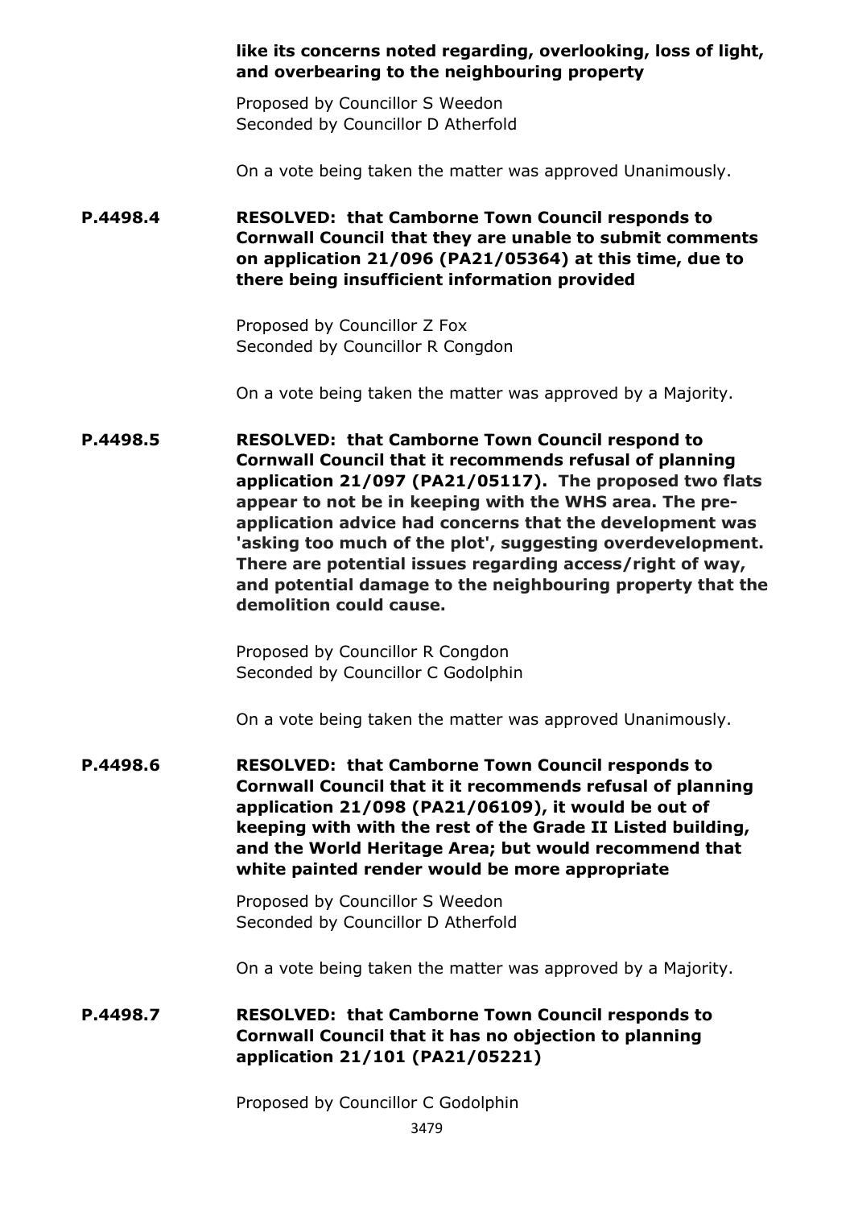**like its concerns noted regarding, overlooking, loss of light, and overbearing to the neighbouring property**

Proposed by Councillor S Weedon
Seconded by Councillor D Atherfold

On a vote being taken the matter was approved Unanimously.

**P.4498.4** **RESOLVED: that Camborne Town Council responds to Cornwall Council that they are unable to submit comments on application 21/096 (PA21/05364) at this time, due to there being insufficient information provided**

Proposed by Councillor Z Fox
Seconded by Councillor R Congdon

On a vote being taken the matter was approved by a Majority.

**P.4498.5** **RESOLVED: that Camborne Town Council respond to Cornwall Council that it recommends refusal of planning application 21/097 (PA21/05117). The proposed two flats appear to not be in keeping with the WHS area. The pre-application advice had concerns that the development was 'asking too much of the plot', suggesting overdevelopment. There are potential issues regarding access/right of way, and potential damage to the neighbouring property that the demolition could cause.**

Proposed by Councillor R Congdon
Seconded by Councillor C Godolphin

On a vote being taken the matter was approved Unanimously.

**P.4498.6** **RESOLVED: that Camborne Town Council responds to Cornwall Council that it it recommends refusal of planning application 21/098 (PA21/06109), it would be out of keeping with with the rest of the Grade II Listed building, and the World Heritage Area; but would recommend that white painted render would be more appropriate**

Proposed by Councillor S Weedon
Seconded by Councillor D Atherfold

On a vote being taken the matter was approved by a Majority.

**P.4498.7** **RESOLVED: that Camborne Town Council responds to Cornwall Council that it has no objection to planning application 21/101 (PA21/05221)**

Proposed by Councillor C Godolphin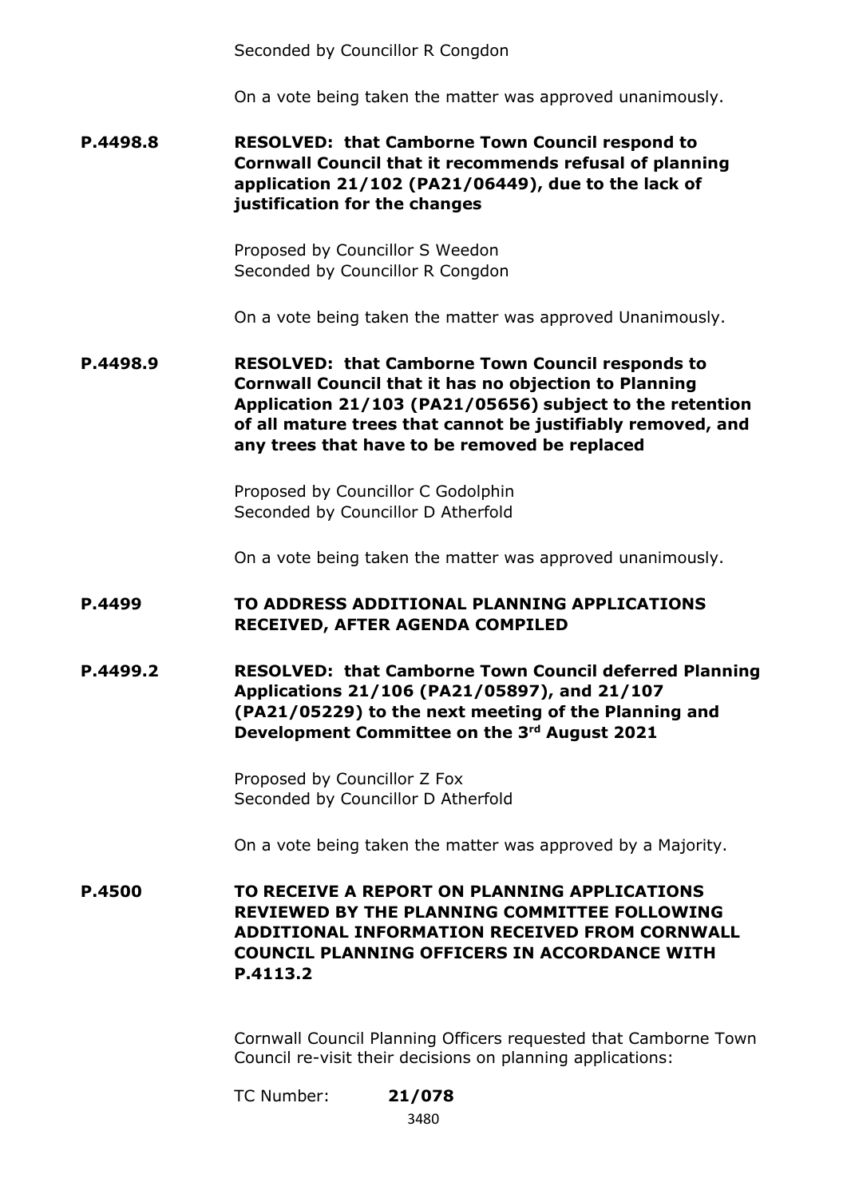Seconded by Councillor R Congdon

On a vote being taken the matter was approved unanimously.

**P.4498.8** **RESOLVED: that Camborne Town Council respond to Cornwall Council that it recommends refusal of planning application 21/102 (PA21/06449), due to the lack of justification for the changes**

Proposed by Councillor S Weedon
Seconded by Councillor R Congdon

On a vote being taken the matter was approved Unanimously.

**P.4498.9** **RESOLVED: that Camborne Town Council responds to Cornwall Council that it has no objection to Planning Application 21/103 (PA21/05656) subject to the retention of all mature trees that cannot be justifiably removed, and any trees that have to be removed be replaced**

Proposed by Councillor C Godolphin
Seconded by Councillor D Atherfold

On a vote being taken the matter was approved unanimously.

**P.4499** **TO ADDRESS ADDITIONAL PLANNING APPLICATIONS RECEIVED, AFTER AGENDA COMPILED**

**P.4499.2** **RESOLVED: that Camborne Town Council deferred Planning Applications 21/106 (PA21/05897), and 21/107 (PA21/05229) to the next meeting of the Planning and Development Committee on the 3rd August 2021**

Proposed by Councillor Z Fox
Seconded by Councillor D Atherfold

On a vote being taken the matter was approved by a Majority.

**P.4500** **TO RECEIVE A REPORT ON PLANNING APPLICATIONS REVIEWED BY THE PLANNING COMMITTEE FOLLOWING ADDITIONAL INFORMATION RECEIVED FROM CORNWALL COUNCIL PLANNING OFFICERS IN ACCORDANCE WITH P.4113.2**

Cornwall Council Planning Officers requested that Camborne Town Council re-visit their decisions on planning applications:

TC Number: **21/078**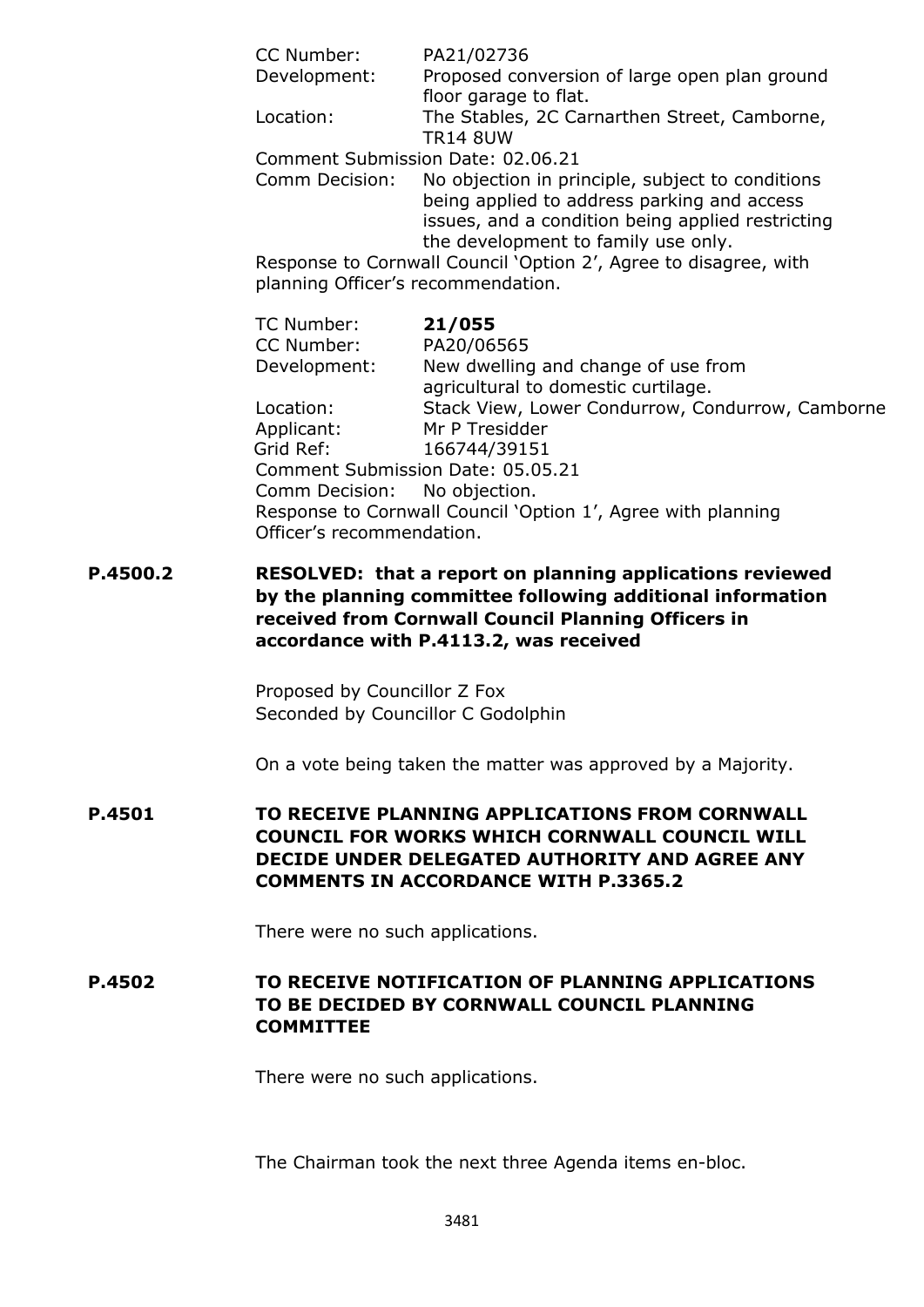CC Number: PA21/02736
Development: Proposed conversion of large open plan ground floor garage to flat.
Location: The Stables, 2C Carnarthen Street, Camborne, TR14 8UW
Comment Submission Date: 02.06.21
Comm Decision: No objection in principle, subject to conditions being applied to address parking and access issues, and a condition being applied restricting the development to family use only.
Response to Cornwall Council 'Option 2', Agree to disagree, with planning Officer's recommendation.

TC Number: **21/055**
CC Number: PA20/06565
Development: New dwelling and change of use from agricultural to domestic curtilage.
Location: Stack View, Lower Condurrow, Condurrow, Camborne
Applicant: Mr P Tresidder
Grid Ref: 166744/39151
Comment Submission Date: 05.05.21
Comm Decision: No objection.
Response to Cornwall Council 'Option 1', Agree with planning Officer's recommendation.

**P.4500.2 RESOLVED: that a report on planning applications reviewed by the planning committee following additional information received from Cornwall Council Planning Officers in accordance with P.4113.2, was received**

Proposed by Councillor Z Fox
Seconded by Councillor C Godolphin

On a vote being taken the matter was approved by a Majority.

**P.4501 TO RECEIVE PLANNING APPLICATIONS FROM CORNWALL COUNCIL FOR WORKS WHICH CORNWALL COUNCIL WILL DECIDE UNDER DELEGATED AUTHORITY AND AGREE ANY COMMENTS IN ACCORDANCE WITH P.3365.2**

There were no such applications.

**P.4502 TO RECEIVE NOTIFICATION OF PLANNING APPLICATIONS TO BE DECIDED BY CORNWALL COUNCIL PLANNING COMMITTEE**

There were no such applications.

The Chairman took the next three Agenda items en-bloc.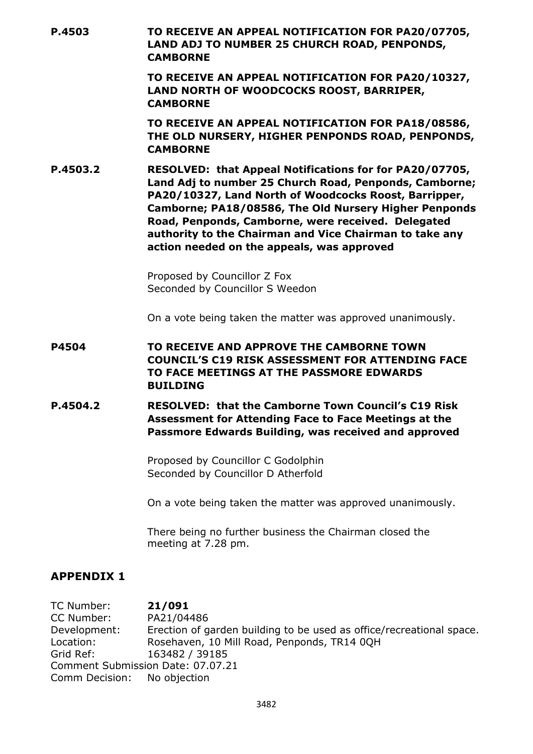**P.4503** **TO RECEIVE AN APPEAL NOTIFICATION FOR PA20/07705, LAND ADJ TO NUMBER 25 CHURCH ROAD, PENPONDS, CAMBORNE**

**TO RECEIVE AN APPEAL NOTIFICATION FOR PA20/10327, LAND NORTH OF WOODCOCKS ROOST, BARRIPER, CAMBORNE**

**TO RECEIVE AN APPEAL NOTIFICATION FOR PA18/08586, THE OLD NURSERY, HIGHER PENPONDS ROAD, PENPONDS, CAMBORNE**

**P.4503.2** **RESOLVED: that Appeal Notifications for for PA20/07705, Land Adj to number 25 Church Road, Penponds, Camborne; PA20/10327, Land North of Woodcocks Roost, Barripper, Camborne; PA18/08586, The Old Nursery Higher Penponds Road, Penponds, Camborne, were received. Delegated authority to the Chairman and Vice Chairman to take any action needed on the appeals, was approved**

Proposed by Councillor Z Fox
Seconded by Councillor S Weedon

On a vote being taken the matter was approved unanimously.

**P4504** **TO RECEIVE AND APPROVE THE CAMBORNE TOWN COUNCIL'S C19 RISK ASSESSMENT FOR ATTENDING FACE TO FACE MEETINGS AT THE PASSMORE EDWARDS BUILDING**

**P.4504.2** **RESOLVED: that the Camborne Town Council's C19 Risk Assessment for Attending Face to Face Meetings at the Passmore Edwards Building, was received and approved**

Proposed by Councillor C Godolphin
Seconded by Councillor D Atherfold

On a vote being taken the matter was approved unanimously.

There being no further business the Chairman closed the meeting at 7.28 pm.

## APPENDIX 1

TC Number: **21/091**
CC Number: PA21/04486
Development: Erection of garden building to be used as office/recreational space.
Location: Rosehaven, 10 Mill Road, Penponds, TR14 0QH
Grid Ref: 163482 / 39185
Comment Submission Date: 07.07.21
Comm Decision: No objection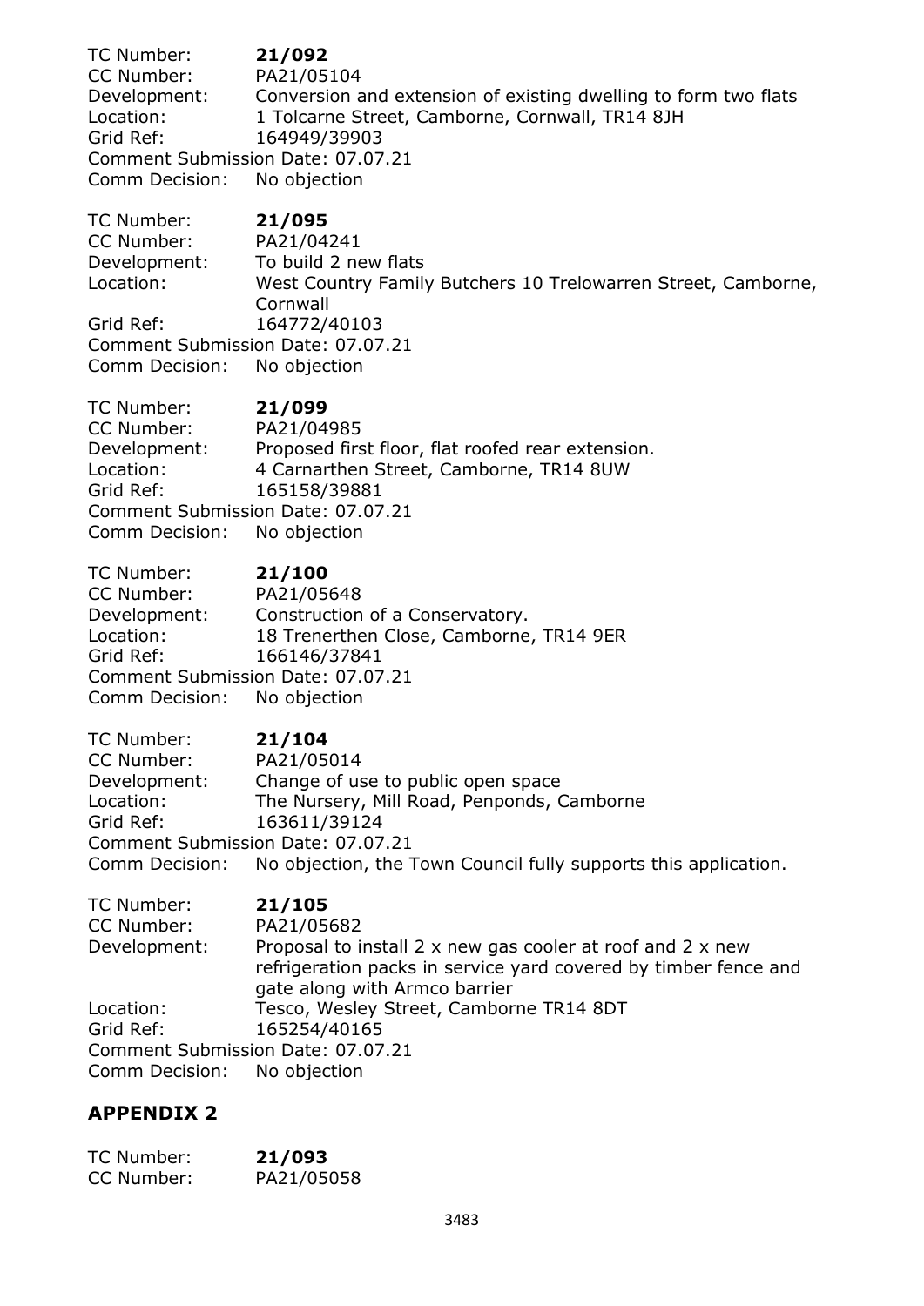TC Number: **21/092**
CC Number: PA21/05104
Development: Conversion and extension of existing dwelling to form two flats
Location: 1 Tolcarne Street, Camborne, Cornwall, TR14 8JH
Grid Ref: 164949/39903
Comment Submission Date: 07.07.21
Comm Decision: No objection

TC Number: **21/095**
CC Number: PA21/04241
Development: To build 2 new flats
Location: West Country Family Butchers 10 Trelowarren Street, Camborne, Cornwall
Grid Ref: 164772/40103
Comment Submission Date: 07.07.21
Comm Decision: No objection

TC Number: **21/099**
CC Number: PA21/04985
Development: Proposed first floor, flat roofed rear extension.
Location: 4 Carnarthen Street, Camborne, TR14 8UW
Grid Ref: 165158/39881
Comment Submission Date: 07.07.21
Comm Decision: No objection

TC Number: **21/100**
CC Number: PA21/05648
Development: Construction of a Conservatory.
Location: 18 Trenerthen Close, Camborne, TR14 9ER
Grid Ref: 166146/37841
Comment Submission Date: 07.07.21
Comm Decision: No objection

TC Number: **21/104**
CC Number: PA21/05014
Development: Change of use to public open space
Location: The Nursery, Mill Road, Penponds, Camborne
Grid Ref: 163611/39124
Comment Submission Date: 07.07.21
Comm Decision: No objection, the Town Council fully supports this application.

TC Number: **21/105**
CC Number: PA21/05682
Development: Proposal to install 2 x new gas cooler at roof and 2 x new refrigeration packs in service yard covered by timber fence and gate along with Armco barrier
Location: Tesco, Wesley Street, Camborne TR14 8DT
Grid Ref: 165254/40165
Comment Submission Date: 07.07.21
Comm Decision: No objection

## APPENDIX 2

TC Number: **21/093**
CC Number: PA21/05058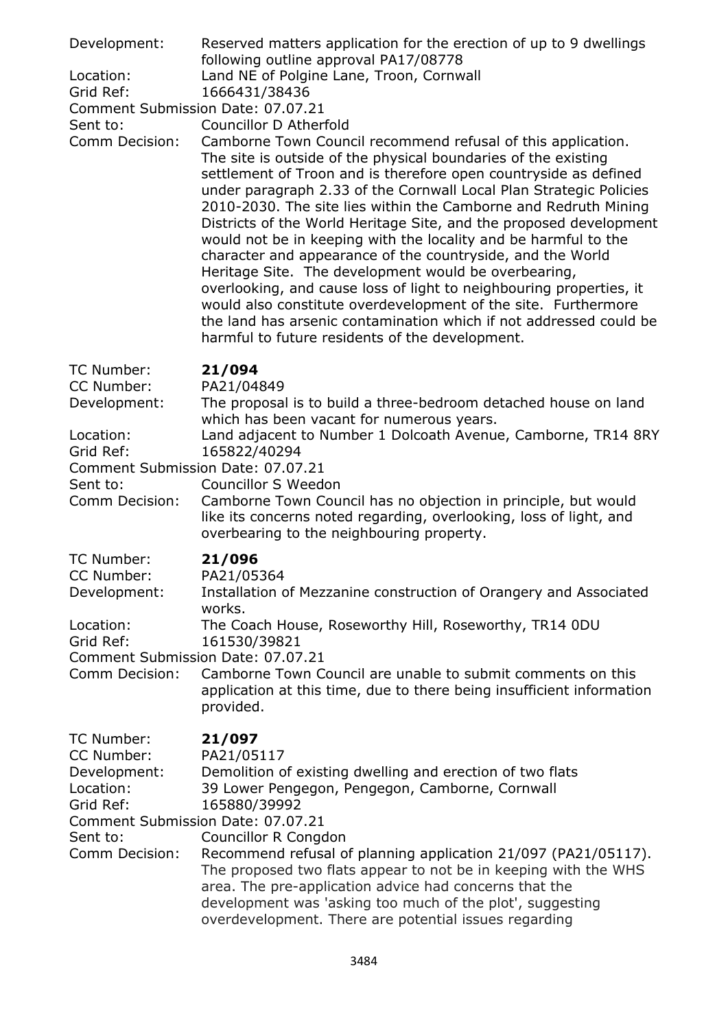Development: Reserved matters application for the erection of up to 9 dwellings following outline approval PA17/08778
Location: Land NE of Polgine Lane, Troon, Cornwall
Grid Ref: 1666431/38436
Comment Submission Date: 07.07.21
Sent to: Councillor D Atherfold
Comm Decision: Camborne Town Council recommend refusal of this application. The site is outside of the physical boundaries of the existing settlement of Troon and is therefore open countryside as defined under paragraph 2.33 of the Cornwall Local Plan Strategic Policies 2010-2030. The site lies within the Camborne and Redruth Mining Districts of the World Heritage Site, and the proposed development would not be in keeping with the locality and be harmful to the character and appearance of the countryside, and the World Heritage Site. The development would be overbearing, overlooking, and cause loss of light to neighbouring properties, it would also constitute overdevelopment of the site. Furthermore the land has arsenic contamination which if not addressed could be harmful to future residents of the development.

TC Number: **21/094**
CC Number: PA21/04849
Development: The proposal is to build a three-bedroom detached house on land which has been vacant for numerous years.
Location: Land adjacent to Number 1 Dolcoath Avenue, Camborne, TR14 8RY
Grid Ref: 165822/40294
Comment Submission Date: 07.07.21
Sent to: Councillor S Weedon
Comm Decision: Camborne Town Council has no objection in principle, but would like its concerns noted regarding, overlooking, loss of light, and overbearing to the neighbouring property.

TC Number: **21/096**
CC Number: PA21/05364
Development: Installation of Mezzanine construction of Orangery and Associated works.
Location: The Coach House, Roseworthy Hill, Roseworthy, TR14 0DU
Grid Ref: 161530/39821
Comment Submission Date: 07.07.21
Comm Decision: Camborne Town Council are unable to submit comments on this application at this time, due to there being insufficient information provided.

TC Number: **21/097**
CC Number: PA21/05117
Development: Demolition of existing dwelling and erection of two flats
Location: 39 Lower Pengegon, Pengegon, Camborne, Cornwall
Grid Ref: 165880/39992
Comment Submission Date: 07.07.21
Sent to: Councillor R Congdon
Comm Decision: Recommend refusal of planning application 21/097 (PA21/05117). The proposed two flats appear to not be in keeping with the WHS area. The pre-application advice had concerns that the development was 'asking too much of the plot', suggesting overdevelopment. There are potential issues regarding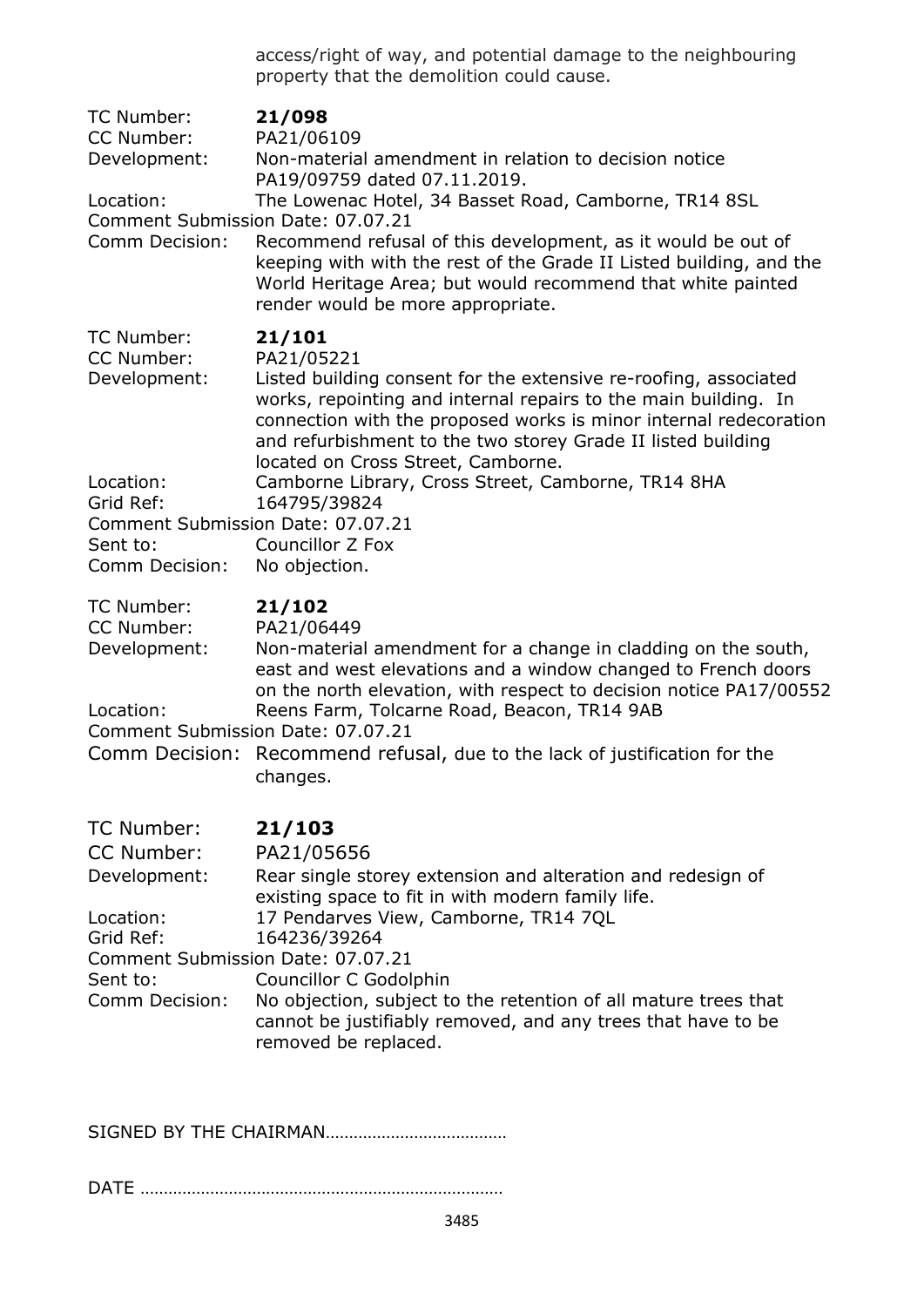access/right of way, and potential damage to the neighbouring property that the demolition could cause.

TC Number: **21/098**
CC Number: PA21/06109
Development: Non-material amendment in relation to decision notice PA19/09759 dated 07.11.2019.
Location: The Lowenac Hotel, 34 Basset Road, Camborne, TR14 8SL
Comment Submission Date: 07.07.21
Comm Decision: Recommend refusal of this development, as it would be out of keeping with with the rest of the Grade II Listed building, and the World Heritage Area; but would recommend that white painted render would be more appropriate.

TC Number: **21/101**
CC Number: PA21/05221
Development: Listed building consent for the extensive re-roofing, associated works, repointing and internal repairs to the main building. In connection with the proposed works is minor internal redecoration and refurbishment to the two storey Grade II listed building located on Cross Street, Camborne.
Location: Camborne Library, Cross Street, Camborne, TR14 8HA
Grid Ref: 164795/39824
Comment Submission Date: 07.07.21
Sent to: Councillor Z Fox
Comm Decision: No objection.

TC Number: **21/102**
CC Number: PA21/06449
Development: Non-material amendment for a change in cladding on the south, east and west elevations and a window changed to French doors on the north elevation, with respect to decision notice PA17/00552
Location: Reens Farm, Tolcarne Road, Beacon, TR14 9AB
Comment Submission Date: 07.07.21
Comm Decision: Recommend refusal, due to the lack of justification for the changes.

TC Number: **21/103**
CC Number: PA21/05656
Development: Rear single storey extension and alteration and redesign of existing space to fit in with modern family life.
Location: 17 Pendarves View, Camborne, TR14 7QL
Grid Ref: 164236/39264
Comment Submission Date: 07.07.21
Sent to: Councillor C Godolphin
Comm Decision: No objection, subject to the retention of all mature trees that cannot be justifiably removed, and any trees that have to be removed be replaced.

SIGNED BY THE CHAIRMAN……………………………….

DATE ……………………………………………………………….